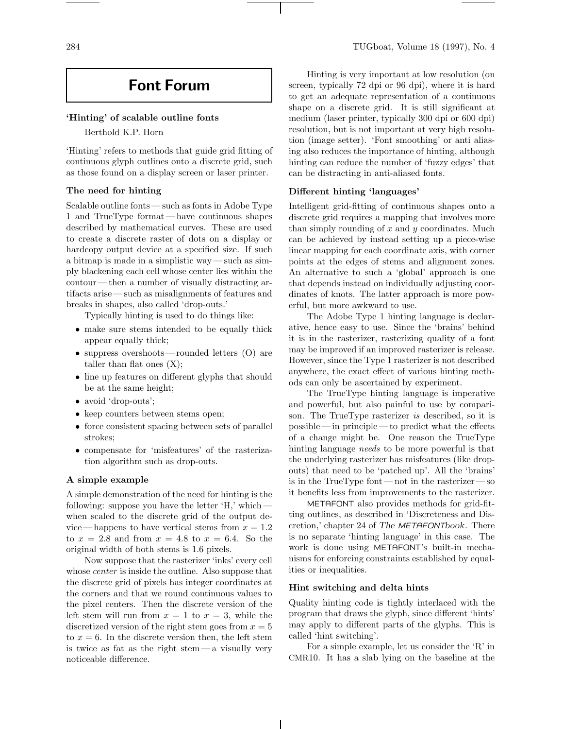## Font Forum

### 'Hinting' of scalable outline fonts

Berthold K.P. Horn

'Hinting' refers to methods that guide grid fitting of continuous glyph outlines onto a discrete grid, such as those found on a display screen or laser printer.

### The need for hinting

Scalable outline fonts — such as fonts in Adobe Type 1 and TrueType format — have continuous shapes described by mathematical curves. These are used to create a discrete raster of dots on a display or hardcopy output device at a specified size. If such a bitmap is made in a simplistic way — such as simply blackening each cell whose center lies within the contour — then a number of visually distracting artifacts arise — such as misalignments of features and breaks in shapes, also called 'drop-outs.'

Typically hinting is used to do things like:

- make sure stems intended to be equally thick appear equally thick;
- suppress overshoots — rounded letters (O) are taller than flat ones (X);
- line up features on different glyphs that should be at the same height;
- avoid 'drop-outs';
- keep counters between stems open;
- force consistent spacing between sets of parallel strokes;
- compensate for 'misfeatures' of the rasterization algorithm such as drop-outs.

### A simple example

A simple demonstration of the need for hinting is the following: suppose you have the letter 'H,' which — when scaled to the discrete grid of the output device — happens to have vertical stems from $x = 1.2$ to $x = 2.8$ and from $x = 4.8$ to $x = 6.4$. So the original width of both stems is 1.6 pixels.

Now suppose that the rasterizer 'inks' every cell whose *center* is inside the outline. Also suppose that the discrete grid of pixels has integer coordinates at the corners and that we round continuous values to the pixel centers. Then the discrete version of the left stem will run from $x = 1$ to $x = 3$, while the discretized version of the right stem goes from $x = 5$ to $x = 6$. In the discrete version then, the left stem is twice as fat as the right stem — a visually very noticeable difference.

Hinting is very important at low resolution (on screen, typically 72 dpi or 96 dpi), where it is hard to get an adequate representation of a continuous shape on a discrete grid. It is still significant at medium (laser printer, typically 300 dpi or 600 dpi) resolution, but is not important at very high resolution (image setter). 'Font smoothing' or anti aliasing also reduces the importance of hinting, although hinting can reduce the number of 'fuzzy edges' that can be distracting in anti-aliased fonts.

### Different hinting 'languages'

Intelligent grid-fitting of continuous shapes onto a discrete grid requires a mapping that involves more than simply rounding of $x$ and $y$ coordinates. Much can be achieved by instead setting up a piece-wise linear mapping for each coordinate axis, with corner points at the edges of stems and alignment zones. An alternative to such a 'global' approach is one that depends instead on individually adjusting coordinates of knots. The latter approach is more powerful, but more awkward to use.

The Adobe Type 1 hinting language is declarative, hence easy to use. Since the 'brains' behind it is in the rasterizer, rasterizing quality of a font may be improved if an improved rasterizer is release. However, since the Type 1 rasterizer is not described anywhere, the exact effect of various hinting methods can only be ascertained by experiment.

The TrueType hinting language is imperative and powerful, but also painful to use by comparison. The TrueType rasterizer *is* described, so it is possible — in principle — to predict what the effects of a change might be. One reason the TrueType hinting language *needs* to be more powerful is that the underlying rasterizer has misfeatures (like dropouts) that need to be 'patched up'. All the 'brains' is in the TrueType font — not in the rasterizer — so it benefits less from improvements to the rasterizer.

METAFONT also provides methods for grid-fitting outlines, as described in 'Discreteness and Discretion,' chapter 24 of *The METAFONTbook*. There is no separate 'hinting language' in this case. The work is done using METAFONT's built-in mechanisms for enforcing constraints established by equalities or inequalities.

### Hint switching and delta hints

Quality hinting code is tightly interlaced with the program that draws the glyph, since different 'hints' may apply to different parts of the glyphs. This is called 'hint switching'.

For a simple example, let us consider the 'R' in CMR10. It has a slab lying on the baseline at the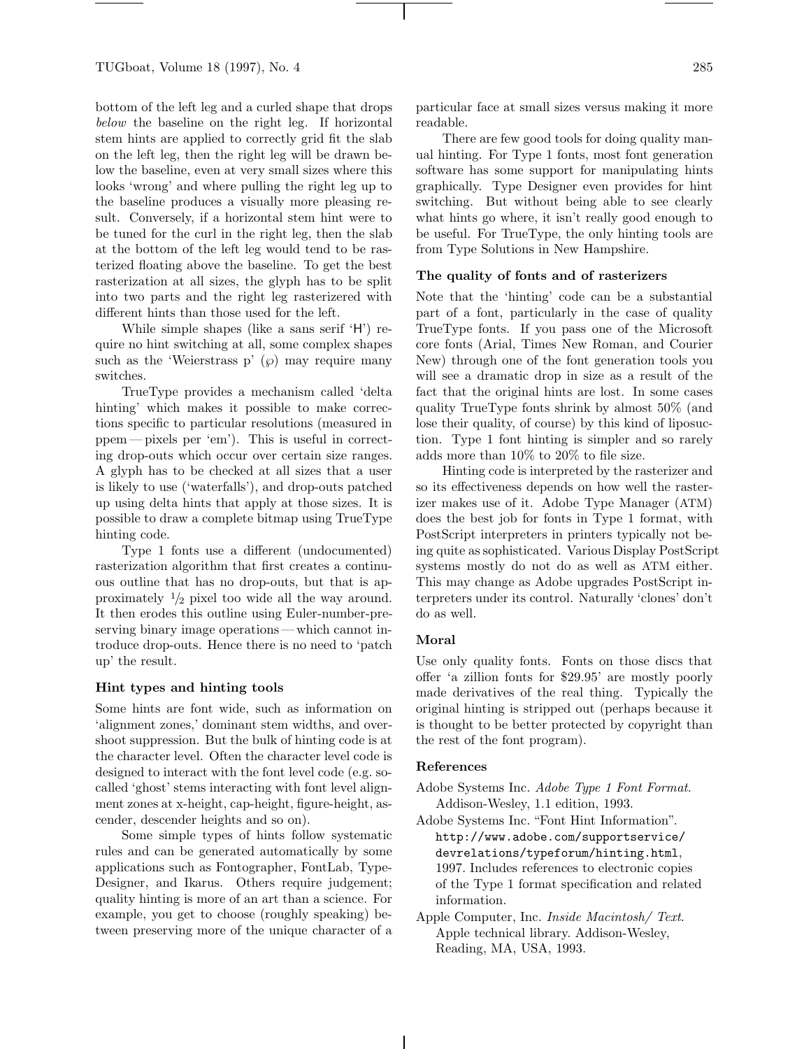bottom of the left leg and a curled shape that drops *below* the baseline on the right leg. If horizontal stem hints are applied to correctly grid fit the slab on the left leg, then the right leg will be drawn below the baseline, even at very small sizes where this looks 'wrong' and where pulling the right leg up to the baseline produces a visually more pleasing result. Conversely, if a horizontal stem hint were to be tuned for the curl in the right leg, then the slab at the bottom of the left leg would tend to be rasterized floating above the baseline. To get the best rasterization at all sizes, the glyph has to be split into two parts and the right leg rasterizered with different hints than those used for the left.

While simple shapes (like a sans serif 'H') require no hint switching at all, some complex shapes such as the 'Weierstrass p' ($\wp$) may require many switches.

TrueType provides a mechanism called 'delta hinting' which makes it possible to make corrections specific to particular resolutions (measured in ppem — pixels per 'em'). This is useful in correcting drop-outs which occur over certain size ranges. A glyph has to be checked at all sizes that a user is likely to use ('waterfalls'), and drop-outs patched up using delta hints that apply at those sizes. It is possible to draw a complete bitmap using TrueType hinting code.

Type 1 fonts use a different (undocumented) rasterization algorithm that first creates a continuous outline that has no drop-outs, but that is approximately $^1/_2$ pixel too wide all the way around. It then erodes this outline using Euler-number-preserving binary image operations — which cannot introduce drop-outs. Hence there is no need to 'patch up' the result.

### Hint types and hinting tools

Some hints are font wide, such as information on 'alignment zones,' dominant stem widths, and overshoot suppression. But the bulk of hinting code is at the character level. Often the character level code is designed to interact with the font level code (e.g. so-called 'ghost' stems interacting with font level alignment zones at x-height, cap-height, figure-height, ascender, descender heights and so on).

Some simple types of hints follow systematic rules and can be generated automatically by some applications such as Fontographer, FontLab, Type-Designer, and Ikarus. Others require judgement; quality hinting is more of an art than a science. For example, you get to choose (roughly speaking) between preserving more of the unique character of a particular face at small sizes versus making it more readable.

There are few good tools for doing quality manual hinting. For Type 1 fonts, most font generation software has some support for manipulating hints graphically. Type Designer even provides for hint switching. But without being able to see clearly what hints go where, it isn't really good enough to be useful. For TrueType, the only hinting tools are from Type Solutions in New Hampshire.

### The quality of fonts and of rasterizers

Note that the 'hinting' code can be a substantial part of a font, particularly in the case of quality TrueType fonts. If you pass one of the Microsoft core fonts (Arial, Times New Roman, and Courier New) through one of the font generation tools you will see a dramatic drop in size as a result of the fact that the original hints are lost. In some cases quality TrueType fonts shrink by almost 50% (and lose their quality, of course) by this kind of liposuction. Type 1 font hinting is simpler and so rarely adds more than 10% to 20% to file size.

Hinting code is interpreted by the rasterizer and so its effectiveness depends on how well the rasterizer makes use of it. Adobe Type Manager (ATM) does the best job for fonts in Type 1 format, with PostScript interpreters in printers typically not being quite as sophisticated. Various Display PostScript systems mostly do not do as well as ATM either. This may change as Adobe upgrades PostScript interpreters under its control. Naturally 'clones' don't do as well.

### Moral

Use only quality fonts. Fonts on those discs that offer 'a zillion fonts for $29.95' are mostly poorly made derivatives of the real thing. Typically the original hinting is stripped out (perhaps because it is thought to be better protected by copyright than the rest of the font program).

### References

Adobe Systems Inc. *Adobe Type 1 Font Format*. Addison-Wesley, 1.1 edition, 1993.

Adobe Systems Inc. "Font Hint Information". `http://www.adobe.com/supportservice/devrelations/typeforum/hinting.html`, 1997. Includes references to electronic copies of the Type 1 format specification and related information.

Apple Computer, Inc. *Inside Macintosh/ Text*. Apple technical library. Addison-Wesley, Reading, MA, USA, 1993.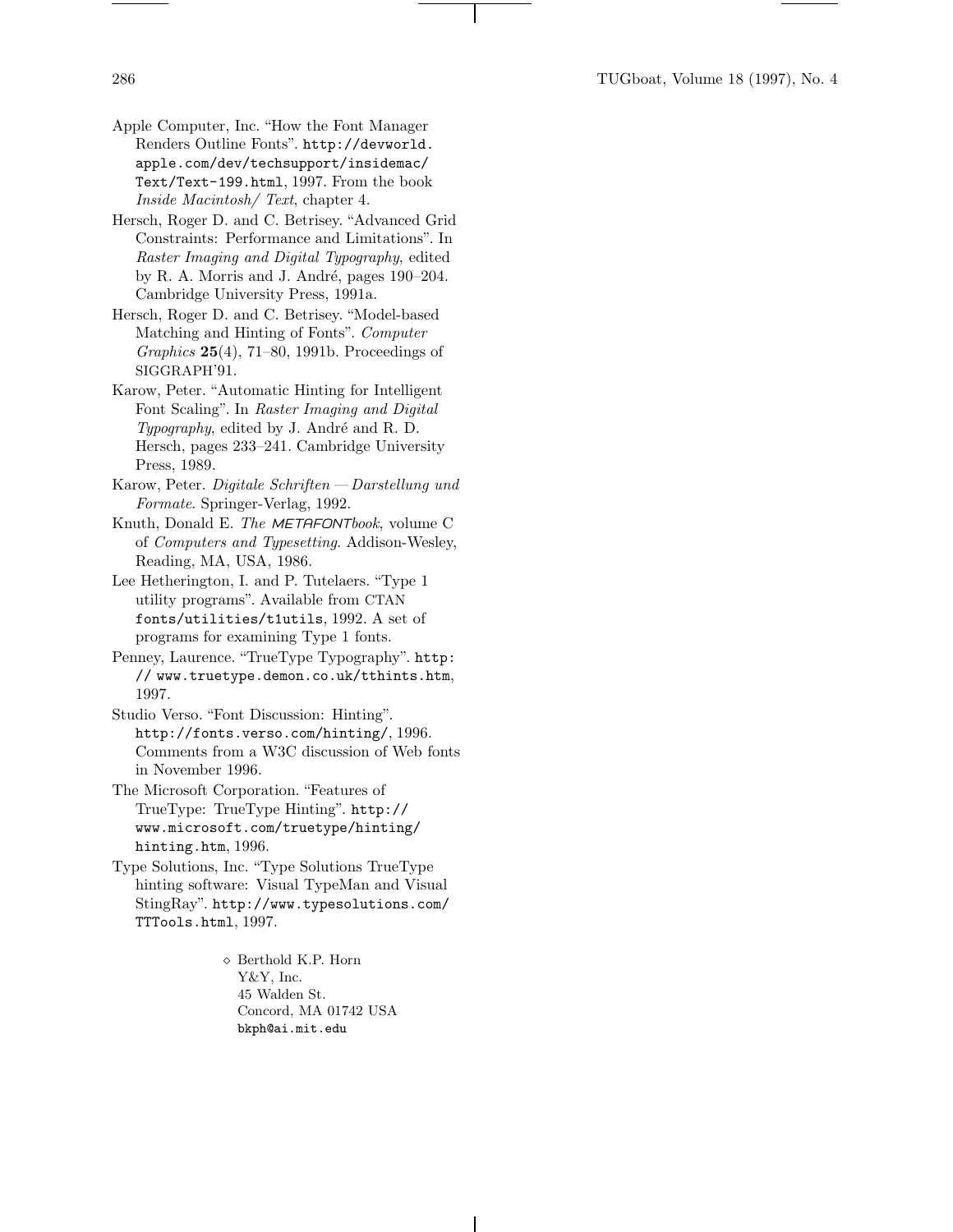Apple Computer, Inc. “How the Font Manager Renders Outline Fonts”. `http://devworld.apple.com/dev/techsupport/insidemac/Text/Text-199.html`, 1997. From the book *Inside Macintosh/ Text*, chapter 4.

Hersch, Roger D. and C. Betrisey. “Advanced Grid Constraints: Performance and Limitations”. In *Raster Imaging and Digital Typography*, edited by R. A. Morris and J. André, pages 190–204. Cambridge University Press, 1991a.

Hersch, Roger D. and C. Betrisey. “Model-based Matching and Hinting of Fonts”. *Computer Graphics* **25**(4), 71–80, 1991b. Proceedings of SIGGRAPH’91.

Karow, Peter. “Automatic Hinting for Intelligent Font Scaling”. In *Raster Imaging and Digital Typography*, edited by J. André and R. D. Hersch, pages 233–241. Cambridge University Press, 1989.

Karow, Peter. *Digitale Schriften — Darstellung und Formate*. Springer-Verlag, 1992.

Knuth, Donald E. *The METAFONTbook*, volume C of *Computers and Typesetting*. Addison-Wesley, Reading, MA, USA, 1986.

Lee Hetherington, I. and P. Tutelaers. “Type 1 utility programs”. Available from CTAN `fonts/utilities/t1utils`, 1992. A set of programs for examining Type 1 fonts.

Penney, Laurence. “TrueType Typography”. `http://www.truetype.demon.co.uk/tthints.htm`, 1997.

Studio Verso. “Font Discussion: Hinting”. `http://fonts.verso.com/hinting/`, 1996. Comments from a W3C discussion of Web fonts in November 1996.

The Microsoft Corporation. “Features of TrueType: TrueType Hinting”. `http://www.microsoft.com/truetype/hinting/hinting.htm`, 1996.

Type Solutions, Inc. “Type Solutions TrueType hinting software: Visual TypeMan and Visual StingRay”. `http://www.typesolutions.com/TTTools.html`, 1997.

◇ Berthold K.P. Horn
Y&Y, Inc.
45 Walden St.
Concord, MA 01742 USA
`bkph@ai.mit.edu`